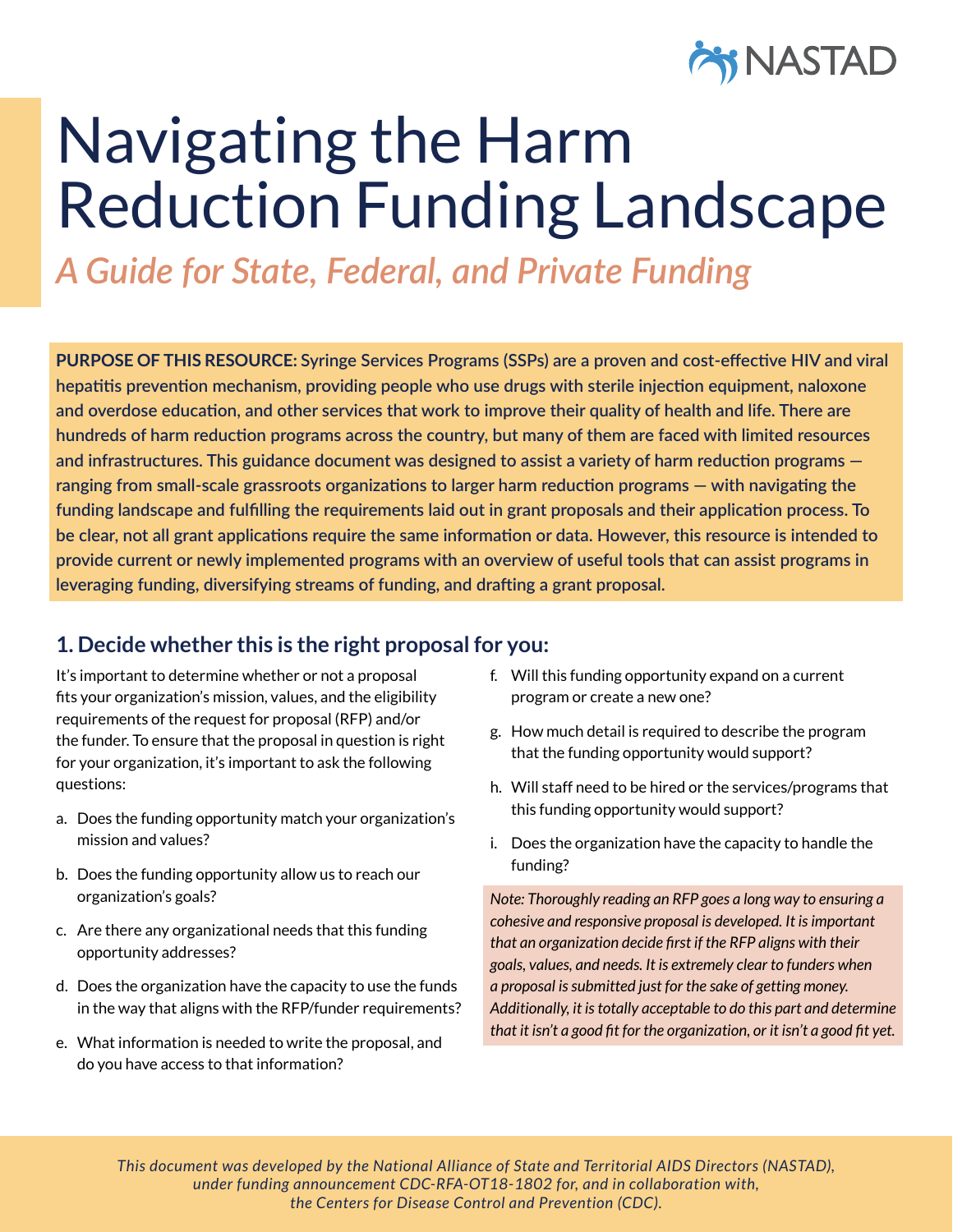NASTAD

# Navigating the Harm Reduction Funding Landscape

*A Guide for State, Federal, and Private Funding*

**PURPOSE OF THIS RESOURCE: Syringe Services Programs (SSPs) are a proven and cost-effective HIV and viral hepatitis prevention mechanism, providing people who use drugs with sterile injection equipment, naloxone and overdose education, and other services that work to improve their quality of health and life. There are hundreds of harm reduction programs across the country, but many of them are faced with limited resources and infrastructures. This guidance document was designed to assist a variety of harm reduction programs — ranging from small-scale grassroots organizations to larger harm reduction programs — with navigating the funding landscape and fulfilling the requirements laid out in grant proposals and their application process. To be clear, not all grant applications require the same information or data. However, this resource is intended to provide current or newly implemented programs with an overview of useful tools that can assist programs in leveraging funding, diversifying streams of funding, and drafting a grant proposal.**

## 1. Decide whether this is the right proposal for you:

It's important to determine whether or not a proposal fits your organization's mission, values, and the eligibility requirements of the request for proposal (RFP) and/or the funder. To ensure that the proposal in question is right for your organization, it's important to ask the following questions:

a. Does the funding opportunity match your organization's mission and values?

b. Does the funding opportunity allow us to reach our organization's goals?

c. Are there any organizational needs that this funding opportunity addresses?

d. Does the organization have the capacity to use the funds in the way that aligns with the RFP/funder requirements?

e. What information is needed to write the proposal, and do you have access to that information?

f. Will this funding opportunity expand on a current program or create a new one?

g. How much detail is required to describe the program that the funding opportunity would support?

h. Will staff need to be hired or the services/programs that this funding opportunity would support?

i. Does the organization have the capacity to handle the funding?

*Note: Thoroughly reading an RFP goes a long way to ensuring a cohesive and responsive proposal is developed. It is important that an organization decide first if the RFP aligns with their goals, values, and needs. It is extremely clear to funders when a proposal is submitted just for the sake of getting money. Additionally, it is totally acceptable to do this part and determine that it isn't a good fit for the organization, or it isn't a good fit yet.*

*This document was developed by the National Alliance of State and Territorial AIDS Directors (NASTAD), under funding announcement CDC-RFA-OT18-1802 for, and in collaboration with, the Centers for Disease Control and Prevention (CDC).*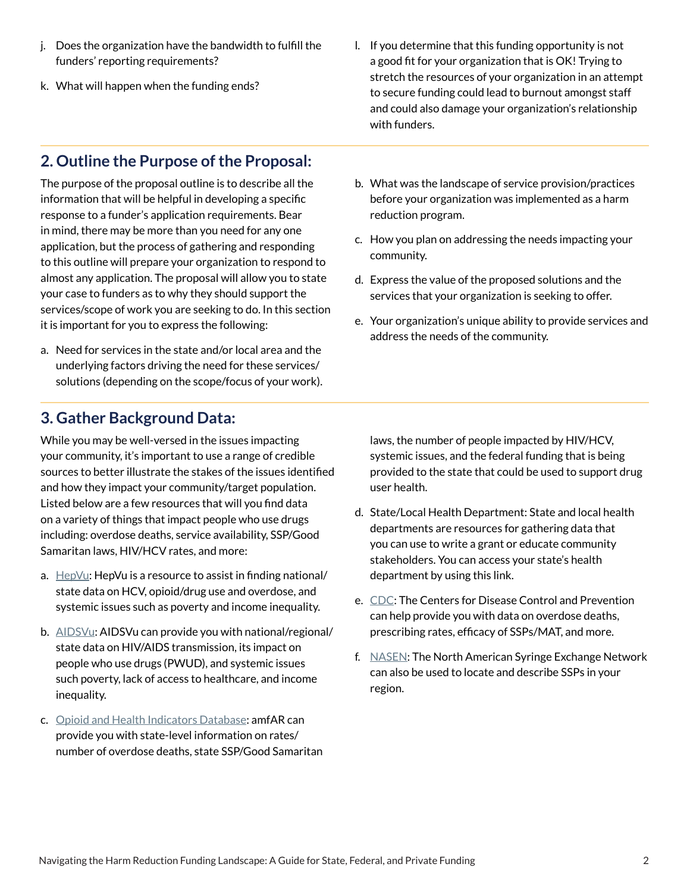j. Does the organization have the bandwidth to fulfill the funders' reporting requirements?

k. What will happen when the funding ends?

l. If you determine that this funding opportunity is not a good fit for your organization that is OK! Trying to stretch the resources of your organization in an attempt to secure funding could lead to burnout amongst staff and could also damage your organization's relationship with funders.

## 2. Outline the Purpose of the Proposal:

The purpose of the proposal outline is to describe all the information that will be helpful in developing a specific response to a funder's application requirements. Bear in mind, there may be more than you need for any one application, but the process of gathering and responding to this outline will prepare your organization to respond to almost any application. The proposal will allow you to state your case to funders as to why they should support the services/scope of work you are seeking to do. In this section it is important for you to express the following:

a. Need for services in the state and/or local area and the underlying factors driving the need for these services/solutions (depending on the scope/focus of your work).

b. What was the landscape of service provision/practices before your organization was implemented as a harm reduction program.

c. How you plan on addressing the needs impacting your community.

d. Express the value of the proposed solutions and the services that your organization is seeking to offer.

e. Your organization's unique ability to provide services and address the needs of the community.

## 3. Gather Background Data:

While you may be well-versed in the issues impacting your community, it's important to use a range of credible sources to better illustrate the stakes of the issues identified and how they impact your community/target population. Listed below are a few resources that will you find data on a variety of things that impact people who use drugs including: overdose deaths, service availability, SSP/Good Samaritan laws, HIV/HCV rates, and more:

a. HepVu: HepVu is a resource to assist in finding national/state data on HCV, opioid/drug use and overdose, and systemic issues such as poverty and income inequality.

b. AIDSVu: AIDSVu can provide you with national/regional/state data on HIV/AIDS transmission, its impact on people who use drugs (PWUD), and systemic issues such poverty, lack of access to healthcare, and income inequality.

c. Opioid and Health Indicators Database: amfAR can provide you with state-level information on rates/number of overdose deaths, state SSP/Good Samaritan laws, the number of people impacted by HIV/HCV, systemic issues, and the federal funding that is being provided to the state that could be used to support drug user health.

d. State/Local Health Department: State and local health departments are resources for gathering data that you can use to write a grant or educate community stakeholders. You can access your state's health department by using this link.

e. CDC: The Centers for Disease Control and Prevention can help provide you with data on overdose deaths, prescribing rates, efficacy of SSPs/MAT, and more.

f. NASEN: The North American Syringe Exchange Network can also be used to locate and describe SSPs in your region.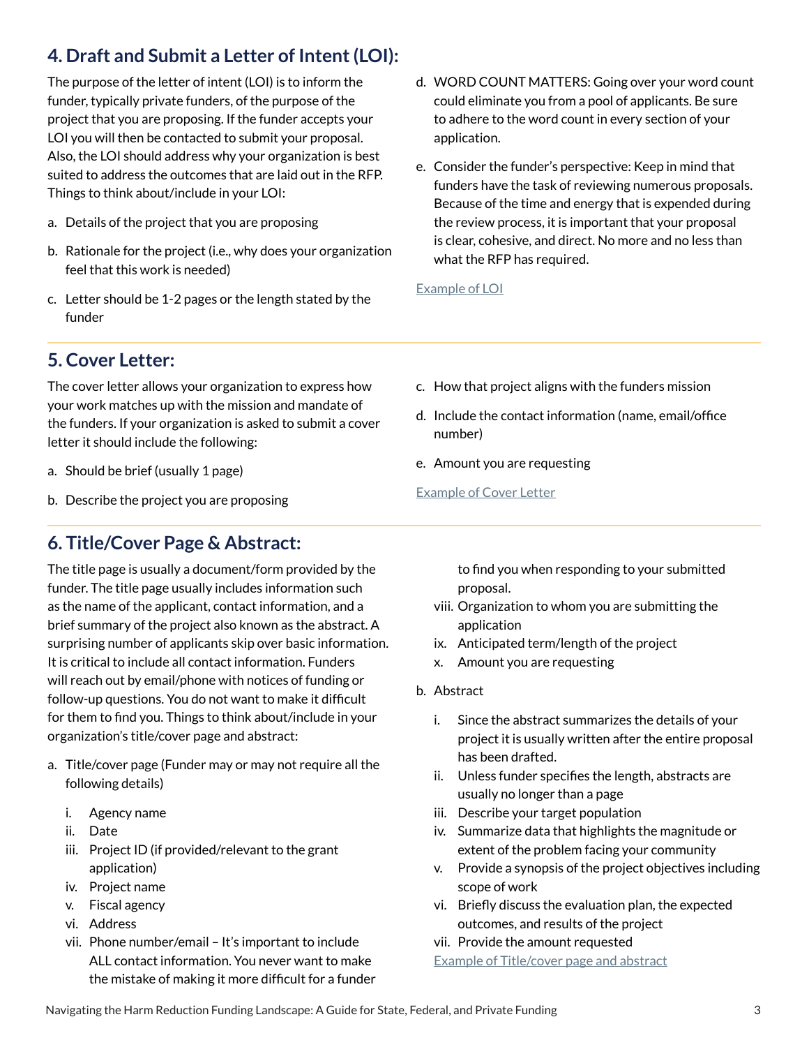## 4. Draft and Submit a Letter of Intent (LOI):

The purpose of the letter of intent (LOI) is to inform the funder, typically private funders, of the purpose of the project that you are proposing. If the funder accepts your LOI you will then be contacted to submit your proposal. Also, the LOI should address why your organization is best suited to address the outcomes that are laid out in the RFP. Things to think about/include in your LOI:

a. Details of the project that you are proposing

b. Rationale for the project (i.e., why does your organization feel that this work is needed)

c. Letter should be 1-2 pages or the length stated by the funder

d. WORD COUNT MATTERS: Going over your word count could eliminate you from a pool of applicants. Be sure to adhere to the word count in every section of your application.

e. Consider the funder's perspective: Keep in mind that funders have the task of reviewing numerous proposals. Because of the time and energy that is expended during the review process, it is important that your proposal is clear, cohesive, and direct. No more and no less than what the RFP has required.

Example of LOI

## 5. Cover Letter:

The cover letter allows your organization to express how your work matches up with the mission and mandate of the funders. If your organization is asked to submit a cover letter it should include the following:

a. Should be brief (usually 1 page)

b. Describe the project you are proposing

c. How that project aligns with the funders mission

d. Include the contact information (name, email/office number)

e. Amount you are requesting

Example of Cover Letter

## 6. Title/Cover Page & Abstract:

The title page is usually a document/form provided by the funder. The title page usually includes information such as the name of the applicant, contact information, and a brief summary of the project also known as the abstract. A surprising number of applicants skip over basic information. It is critical to include all contact information. Funders will reach out by email/phone with notices of funding or follow-up questions. You do not want to make it difficult for them to find you. Things to think about/include in your organization's title/cover page and abstract:

a. Title/cover page (Funder may or may not require all the following details)

   i. Agency name
   ii. Date
   iii. Project ID (if provided/relevant to the grant application)
   iv. Project name
   v. Fiscal agency
   vi. Address
   vii. Phone number/email – It's important to include ALL contact information. You never want to make the mistake of making it more difficult for a funder to find you when responding to your submitted proposal.
   viii. Organization to whom you are submitting the application
   ix. Anticipated term/length of the project
   x. Amount you are requesting

b. Abstract

   i. Since the abstract summarizes the details of your project it is usually written after the entire proposal has been drafted.
   ii. Unless funder specifies the length, abstracts are usually no longer than a page
   iii. Describe your target population
   iv. Summarize data that highlights the magnitude or extent of the problem facing your community
   v. Provide a synopsis of the project objectives including scope of work
   vi. Briefly discuss the evaluation plan, the expected outcomes, and results of the project
   vii. Provide the amount requested

Example of Title/cover page and abstract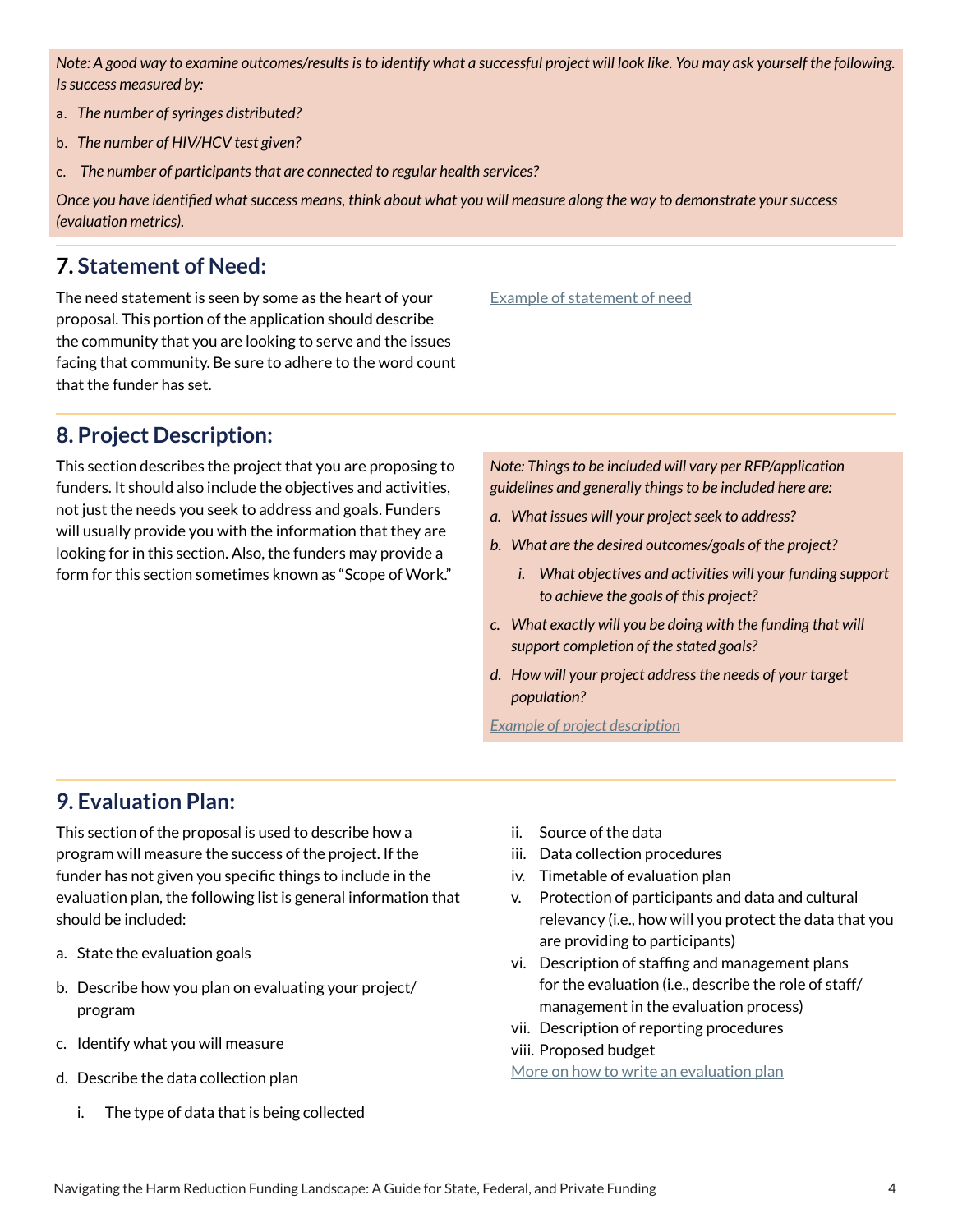*Note: A good way to examine outcomes/results is to identify what a successful project will look like. You may ask yourself the following. Is success measured by:*

a. *The number of syringes distributed?*

b. *The number of HIV/HCV test given?*

c. *The number of participants that are connected to regular health services?*

*Once you have identified what success means, think about what you will measure along the way to demonstrate your success (evaluation metrics).*

## 7. Statement of Need:

The need statement is seen by some as the heart of your proposal. This portion of the application should describe the community that you are looking to serve and the issues facing that community. Be sure to adhere to the word count that the funder has set.

[Example of statement of need]

## 8. Project Description:

This section describes the project that you are proposing to funders. It should also include the objectives and activities, not just the needs you seek to address and goals. Funders will usually provide you with the information that they are looking for in this section. Also, the funders may provide a form for this section sometimes known as "Scope of Work."

*Note: Things to be included will vary per RFP/application guidelines and generally things to be included here are:*

a. *What issues will your project seek to address?*

b. *What are the desired outcomes/goals of the project?*

   i. *What objectives and activities will your funding support to achieve the goals of this project?*

c. *What exactly will you be doing with the funding that will support completion of the stated goals?*

d. *How will your project address the needs of your target population?*

*[Example of project description]*

## 9. Evaluation Plan:

This section of the proposal is used to describe how a program will measure the success of the project. If the funder has not given you specific things to include in the evaluation plan, the following list is general information that should be included:

a. State the evaluation goals

b. Describe how you plan on evaluating your project/program

c. Identify what you will measure

d. Describe the data collection plan

   i. The type of data that is being collected

   ii. Source of the data

   iii. Data collection procedures

   iv. Timetable of evaluation plan

   v. Protection of participants and data and cultural relevancy (i.e., how will you protect the data that you are providing to participants)

   vi. Description of staffing and management plans for the evaluation (i.e., describe the role of staff/management in the evaluation process)

   vii. Description of reporting procedures

   viii. Proposed budget

[More on how to write an evaluation plan]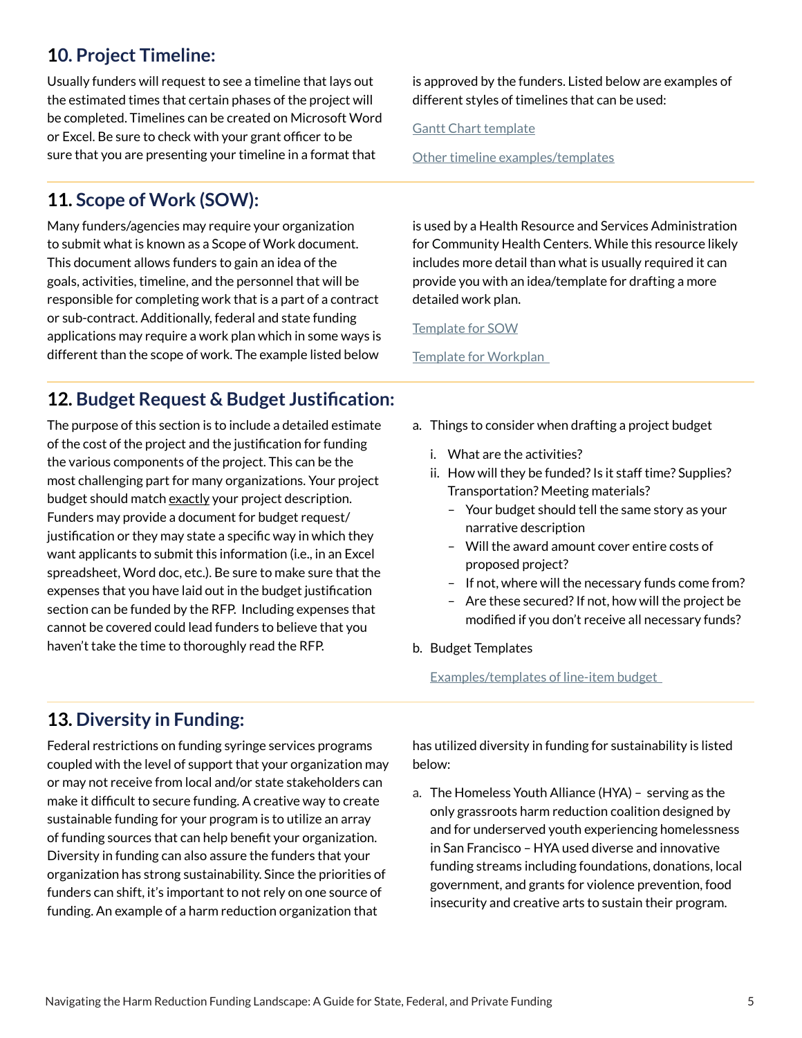## 10. Project Timeline:

Usually funders will request to see a timeline that lays out the estimated times that certain phases of the project will be completed. Timelines can be created on Microsoft Word or Excel. Be sure to check with your grant officer to be sure that you are presenting your timeline in a format that is approved by the funders. Listed below are examples of different styles of timelines that can be used:

Gantt Chart template

Other timeline examples/templates

## 11. Scope of Work (SOW):

Many funders/agencies may require your organization to submit what is known as a Scope of Work document. This document allows funders to gain an idea of the goals, activities, timeline, and the personnel that will be responsible for completing work that is a part of a contract or sub-contract. Additionally, federal and state funding applications may require a work plan which in some ways is different than the scope of work. The example listed below is used by a Health Resource and Services Administration for Community Health Centers. While this resource likely includes more detail than what is usually required it can provide you with an idea/template for drafting a more detailed work plan.

Template for SOW

Template for Workplan

## 12. Budget Request & Budget Justification:

The purpose of this section is to include a detailed estimate of the cost of the project and the justification for funding the various components of the project. This can be the most challenging part for many organizations. Your project budget should match exactly your project description. Funders may provide a document for budget request/justification or they may state a specific way in which they want applicants to submit this information (i.e., in an Excel spreadsheet, Word doc, etc.). Be sure to make sure that the expenses that you have laid out in the budget justification section can be funded by the RFP. Including expenses that cannot be covered could lead funders to believe that you haven't take the time to thoroughly read the RFP.

a. Things to consider when drafting a project budget
   i. What are the activities?
   ii. How will they be funded? Is it staff time? Supplies? Transportation? Meeting materials?
      – Your budget should tell the same story as your narrative description
      – Will the award amount cover entire costs of proposed project?
      – If not, where will the necessary funds come from?
      – Are these secured? If not, how will the project be modified if you don't receive all necessary funds?

b. Budget Templates

   Examples/templates of line-item budget

## 13. Diversity in Funding:

Federal restrictions on funding syringe services programs coupled with the level of support that your organization may or may not receive from local and/or state stakeholders can make it difficult to secure funding. A creative way to create sustainable funding for your program is to utilize an array of funding sources that can help benefit your organization. Diversity in funding can also assure the funders that your organization has strong sustainability. Since the priorities of funders can shift, it's important to not rely on one source of funding. An example of a harm reduction organization that has utilized diversity in funding for sustainability is listed below:

a. The Homeless Youth Alliance (HYA) – serving as the only grassroots harm reduction coalition designed by and for underserved youth experiencing homelessness in San Francisco – HYA used diverse and innovative funding streams including foundations, donations, local government, and grants for violence prevention, food insecurity and creative arts to sustain their program.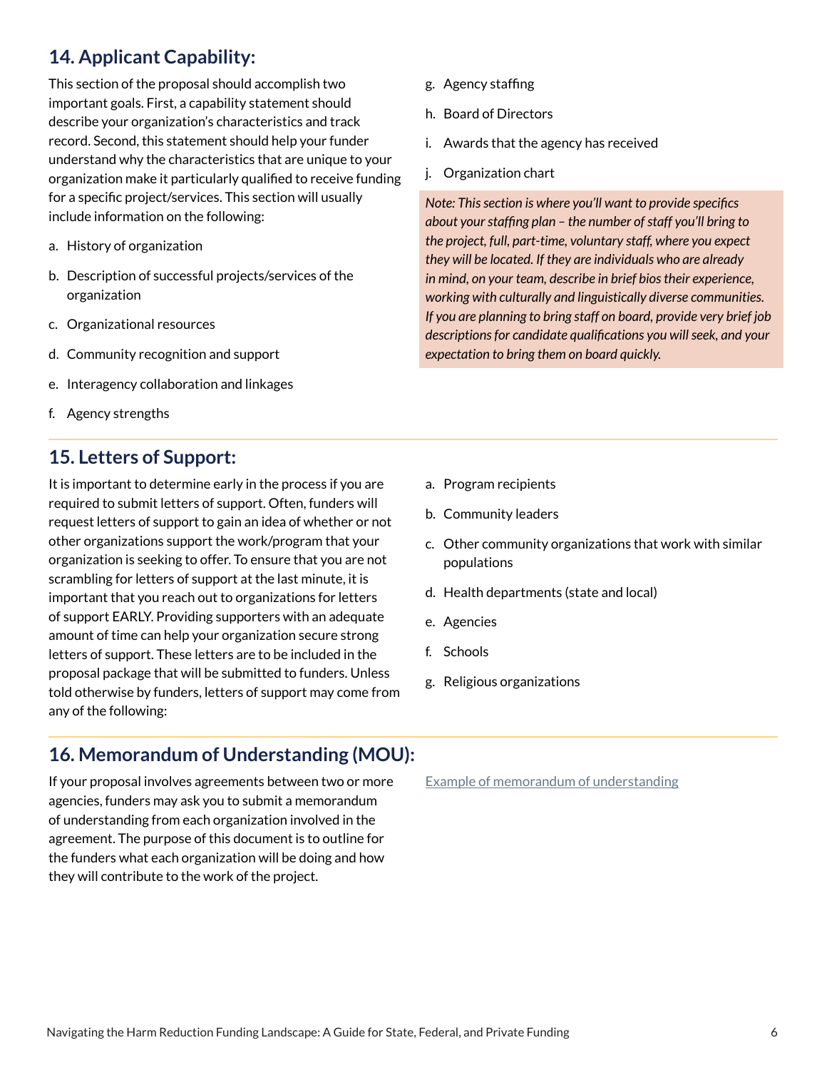## 14. Applicant Capability:

This section of the proposal should accomplish two important goals. First, a capability statement should describe your organization's characteristics and track record. Second, this statement should help your funder understand why the characteristics that are unique to your organization make it particularly qualified to receive funding for a specific project/services. This section will usually include information on the following:

a. History of organization
b. Description of successful projects/services of the organization
c. Organizational resources
d. Community recognition and support
e. Interagency collaboration and linkages
f. Agency strengths
g. Agency staffing
h. Board of Directors
i. Awards that the agency has received
j. Organization chart

*Note: This section is where you'll want to provide specifics about your staffing plan – the number of staff you'll bring to the project, full, part-time, voluntary staff, where you expect they will be located. If they are individuals who are already in mind, on your team, describe in brief bios their experience, working with culturally and linguistically diverse communities. If you are planning to bring staff on board, provide very brief job descriptions for candidate qualifications you will seek, and your expectation to bring them on board quickly.*

## 15. Letters of Support:

It is important to determine early in the process if you are required to submit letters of support. Often, funders will request letters of support to gain an idea of whether or not other organizations support the work/program that your organization is seeking to offer. To ensure that you are not scrambling for letters of support at the last minute, it is important that you reach out to organizations for letters of support EARLY. Providing supporters with an adequate amount of time can help your organization secure strong letters of support. These letters are to be included in the proposal package that will be submitted to funders. Unless told otherwise by funders, letters of support may come from any of the following:

a. Program recipients
b. Community leaders
c. Other community organizations that work with similar populations
d. Health departments (state and local)
e. Agencies
f. Schools
g. Religious organizations

## 16. Memorandum of Understanding (MOU):

If your proposal involves agreements between two or more agencies, funders may ask you to submit a memorandum of understanding from each organization involved in the agreement. The purpose of this document is to outline for the funders what each organization will be doing and how they will contribute to the work of the project.

Example of memorandum of understanding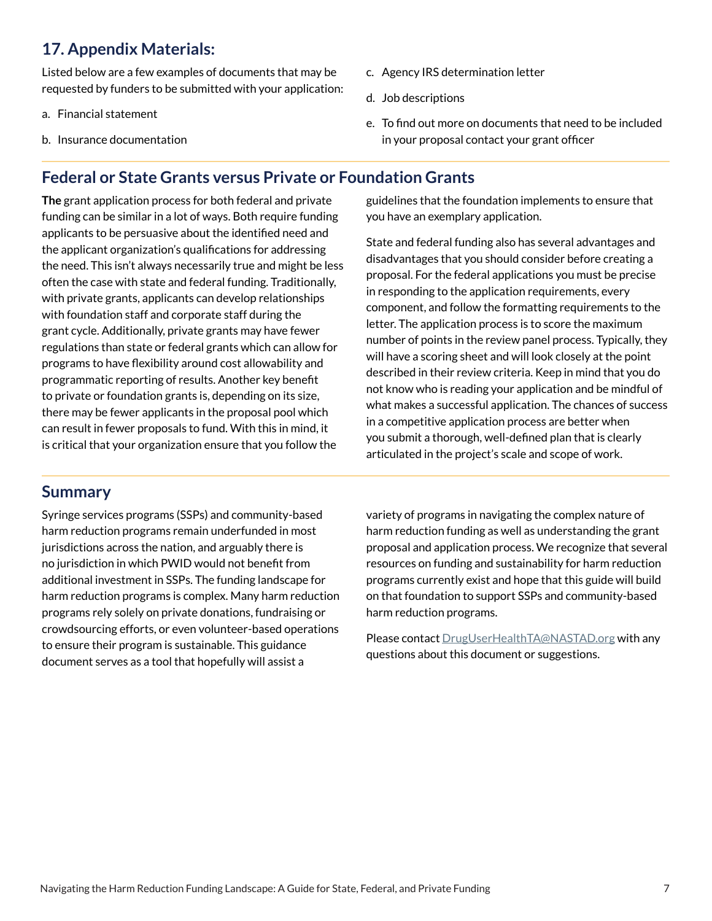## 17. Appendix Materials:

Listed below are a few examples of documents that may be requested by funders to be submitted with your application:

a. Financial statement

b. Insurance documentation

c. Agency IRS determination letter

d. Job descriptions

e. To find out more on documents that need to be included in your proposal contact your grant officer

## Federal or State Grants versus Private or Foundation Grants

**The** grant application process for both federal and private funding can be similar in a lot of ways. Both require funding applicants to be persuasive about the identified need and the applicant organization's qualifications for addressing the need. This isn't always necessarily true and might be less often the case with state and federal funding. Traditionally, with private grants, applicants can develop relationships with foundation staff and corporate staff during the grant cycle. Additionally, private grants may have fewer regulations than state or federal grants which can allow for programs to have flexibility around cost allowability and programmatic reporting of results. Another key benefit to private or foundation grants is, depending on its size, there may be fewer applicants in the proposal pool which can result in fewer proposals to fund. With this in mind, it is critical that your organization ensure that you follow the guidelines that the foundation implements to ensure that you have an exemplary application.

State and federal funding also has several advantages and disadvantages that you should consider before creating a proposal. For the federal applications you must be precise in responding to the application requirements, every component, and follow the formatting requirements to the letter. The application process is to score the maximum number of points in the review panel process. Typically, they will have a scoring sheet and will look closely at the point described in their review criteria. Keep in mind that you do not know who is reading your application and be mindful of what makes a successful application. The chances of success in a competitive application process are better when you submit a thorough, well-defined plan that is clearly articulated in the project's scale and scope of work.

## Summary

Syringe services programs (SSPs) and community-based harm reduction programs remain underfunded in most jurisdictions across the nation, and arguably there is no jurisdiction in which PWID would not benefit from additional investment in SSPs. The funding landscape for harm reduction programs is complex. Many harm reduction programs rely solely on private donations, fundraising or crowdsourcing efforts, or even volunteer-based operations to ensure their program is sustainable. This guidance document serves as a tool that hopefully will assist a variety of programs in navigating the complex nature of harm reduction funding as well as understanding the grant proposal and application process. We recognize that several resources on funding and sustainability for harm reduction programs currently exist and hope that this guide will build on that foundation to support SSPs and community-based harm reduction programs.

Please contact DrugUserHealthTA@NASTAD.org with any questions about this document or suggestions.